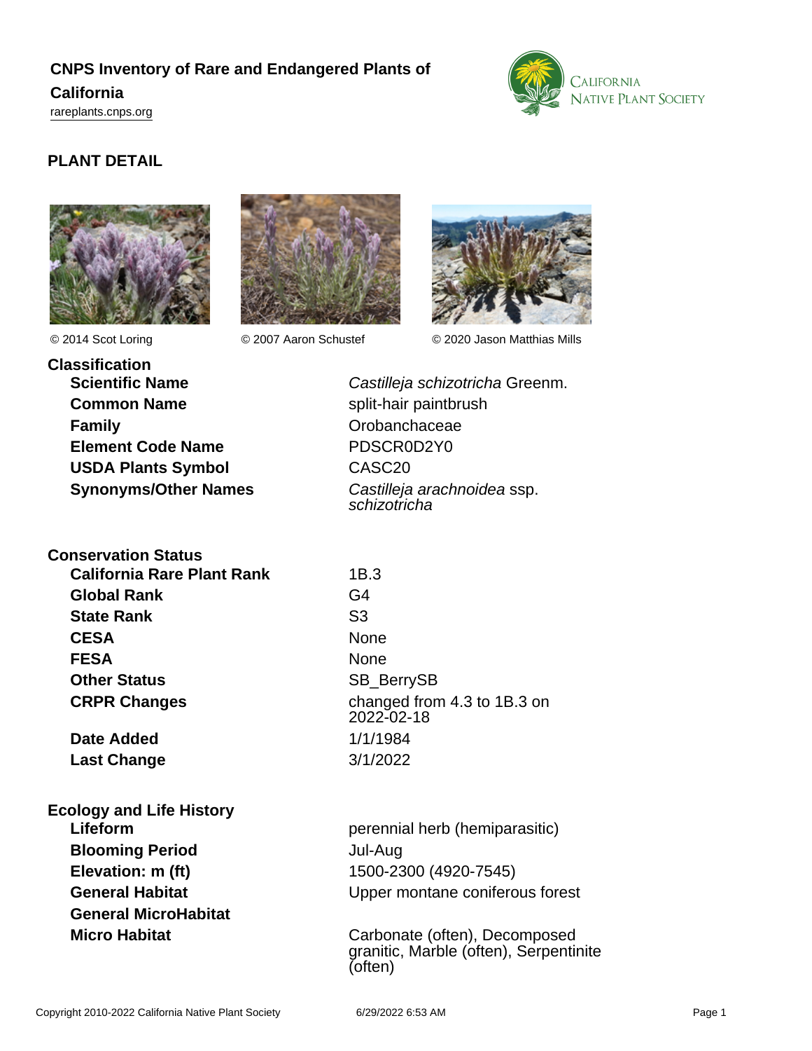# CNPS Inventory of Rare and Endangered Plants of California

rareplants.cnps.org

## PLANT DETAIL

© 2014 Scot Loring

© 2007 Aaron Schustef

© 2020 Jason Matthias Mills

### Classification

| | |
|---|---|
| **Scientific Name** | *Castilleja schizotricha* Greenm. |
| **Common Name** | split-hair paintbrush |
| **Family** | Orobanchaceae |
| **Element Code Name** | PDSCR0D2Y0 |
| **USDA Plants Symbol** | CASC20 |
| **Synonyms/Other Names** | *Castilleja arachnoidea* ssp. *schizotricha* |

### Conservation Status

| | |
|---|---|
| **California Rare Plant Rank** | 1B.3 |
| **Global Rank** | G4 |
| **State Rank** | S3 |
| **CESA** | None |
| **FESA** | None |
| **Other Status** | SB_BerrySB |
| **CRPR Changes** | changed from 4.3 to 1B.3 on 2022-02-18 |
| **Date Added** | 1/1/1984 |
| **Last Change** | 3/1/2022 |

### Ecology and Life History

| | |
|---|---|
| **Lifeform** | perennial herb (hemiparasitic) |
| **Blooming Period** | Jul-Aug |
| **Elevation: m (ft)** | 1500-2300 (4920-7545) |
| **General Habitat** | Upper montane coniferous forest |
| **General MicroHabitat** | |
| **Micro Habitat** | Carbonate (often), Decomposed granitic, Marble (often), Serpentinite (often) |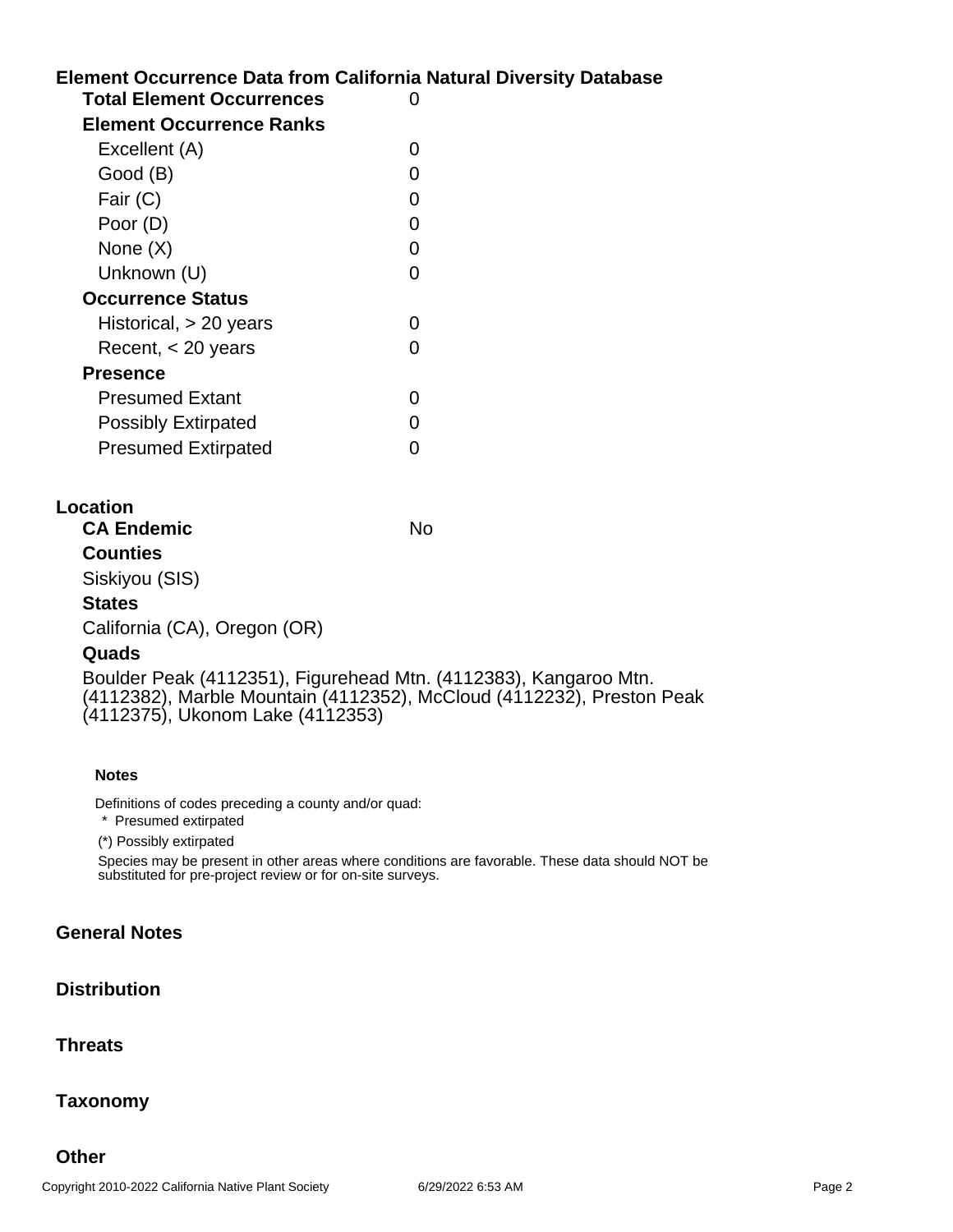## Element Occurrence Data from California Natural Diversity Database

| | |
|---|---|
| **Total Element Occurrences** | 0 |
| **Element Occurrence Ranks** | |
| Excellent (A) | 0 |
| Good (B) | 0 |
| Fair (C) | 0 |
| Poor (D) | 0 |
| None (X) | 0 |
| Unknown (U) | 0 |
| **Occurrence Status** | |
| Historical, > 20 years | 0 |
| Recent, < 20 years | 0 |
| **Presence** | |
| Presumed Extant | 0 |
| Possibly Extirpated | 0 |
| Presumed Extirpated | 0 |

## Location

**CA Endemic** No

**Counties**

Siskiyou (SIS)

**States**

California (CA), Oregon (OR)

**Quads**

Boulder Peak (4112351), Figurehead Mtn. (4112383), Kangaroo Mtn. (4112382), Marble Mountain (4112352), McCloud (4112232), Preston Peak (4112375), Ukonom Lake (4112353)

**Notes**

Definitions of codes preceding a county and/or quad:

\* Presumed extirpated

(*) Possibly extirpated

Species may be present in other areas where conditions are favorable. These data should NOT be substituted for pre-project review or for on-site surveys.

## General Notes

## Distribution

## Threats

## Taxonomy

## Other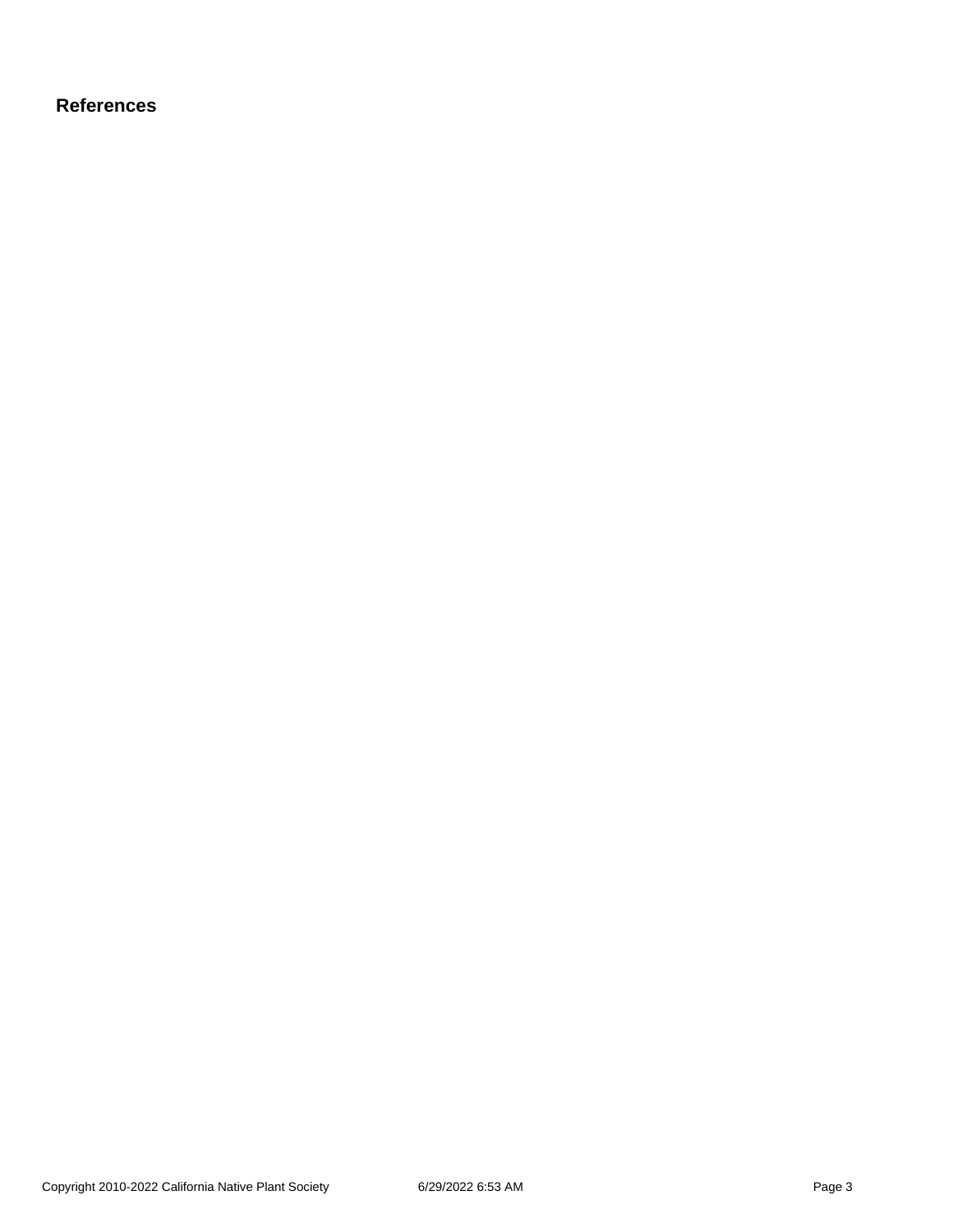## References